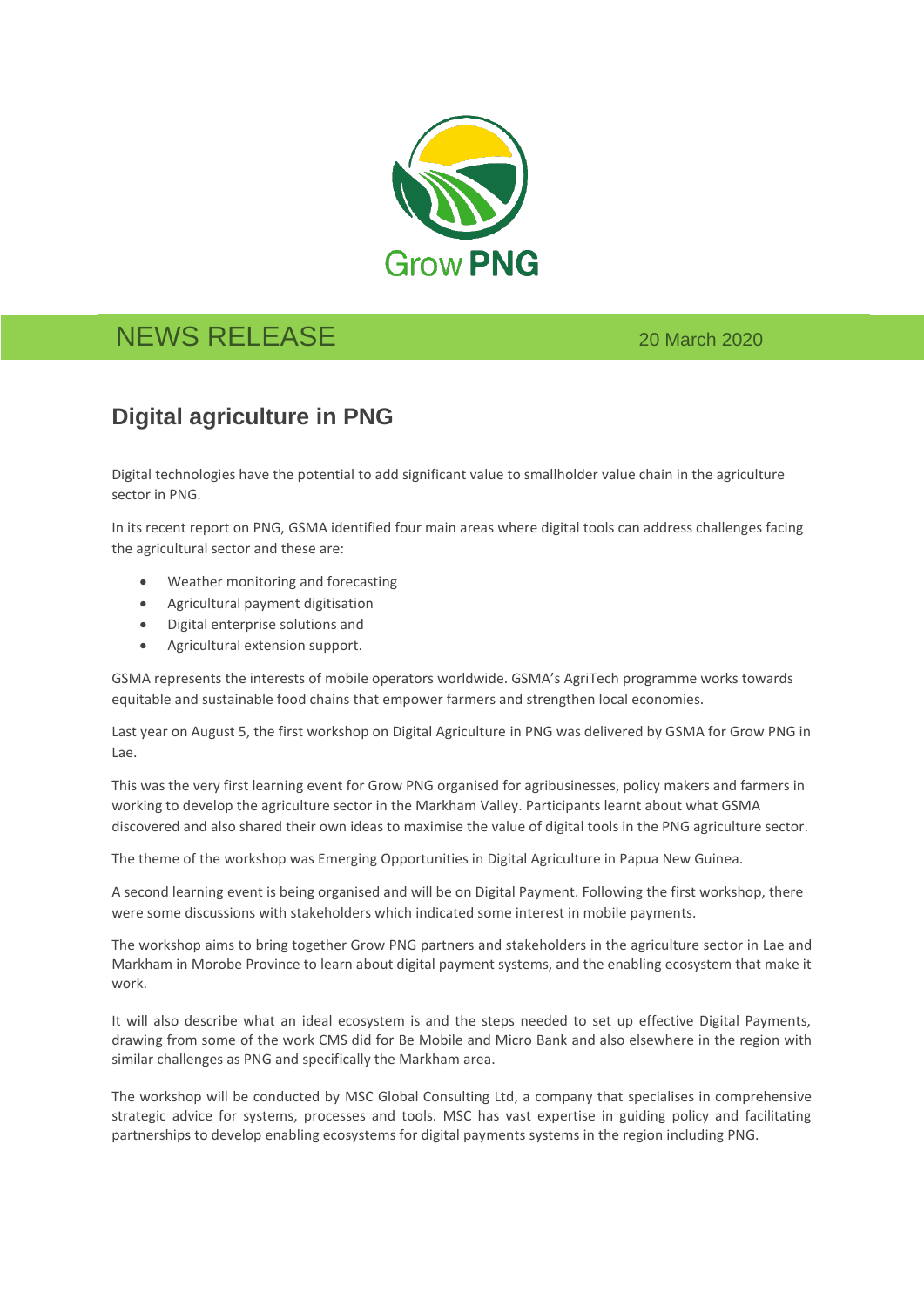Grow PNG

NEWS RELEASE

20 March 2020

## Digital agriculture in PNG

Digital technologies have the potential to add significant value to smallholder value chain in the agriculture sector in PNG.

In its recent report on PNG, GSMA identified four main areas where digital tools can address challenges facing the agricultural sector and these are:

- Weather monitoring and forecasting
- Agricultural payment digitisation
- Digital enterprise solutions and
- Agricultural extension support.

GSMA represents the interests of mobile operators worldwide. GSMA's AgriTech programme works towards equitable and sustainable food chains that empower farmers and strengthen local economies.

Last year on August 5, the first workshop on Digital Agriculture in PNG was delivered by GSMA for Grow PNG in Lae.

This was the very first learning event for Grow PNG organised for agribusinesses, policy makers and farmers in working to develop the agriculture sector in the Markham Valley. Participants learnt about what GSMA discovered and also shared their own ideas to maximise the value of digital tools in the PNG agriculture sector.

The theme of the workshop was Emerging Opportunities in Digital Agriculture in Papua New Guinea.

A second learning event is being organised and will be on Digital Payment. Following the first workshop, there were some discussions with stakeholders which indicated some interest in mobile payments.

The workshop aims to bring together Grow PNG partners and stakeholders in the agriculture sector in Lae and Markham in Morobe Province to learn about digital payment systems, and the enabling ecosystem that make it work.

It will also describe what an ideal ecosystem is and the steps needed to set up effective Digital Payments, drawing from some of the work CMS did for Be Mobile and Micro Bank and also elsewhere in the region with similar challenges as PNG and specifically the Markham area.

The workshop will be conducted by MSC Global Consulting Ltd, a company that specialises in comprehensive strategic advice for systems, processes and tools. MSC has vast expertise in guiding policy and facilitating partnerships to develop enabling ecosystems for digital payments systems in the region including PNG.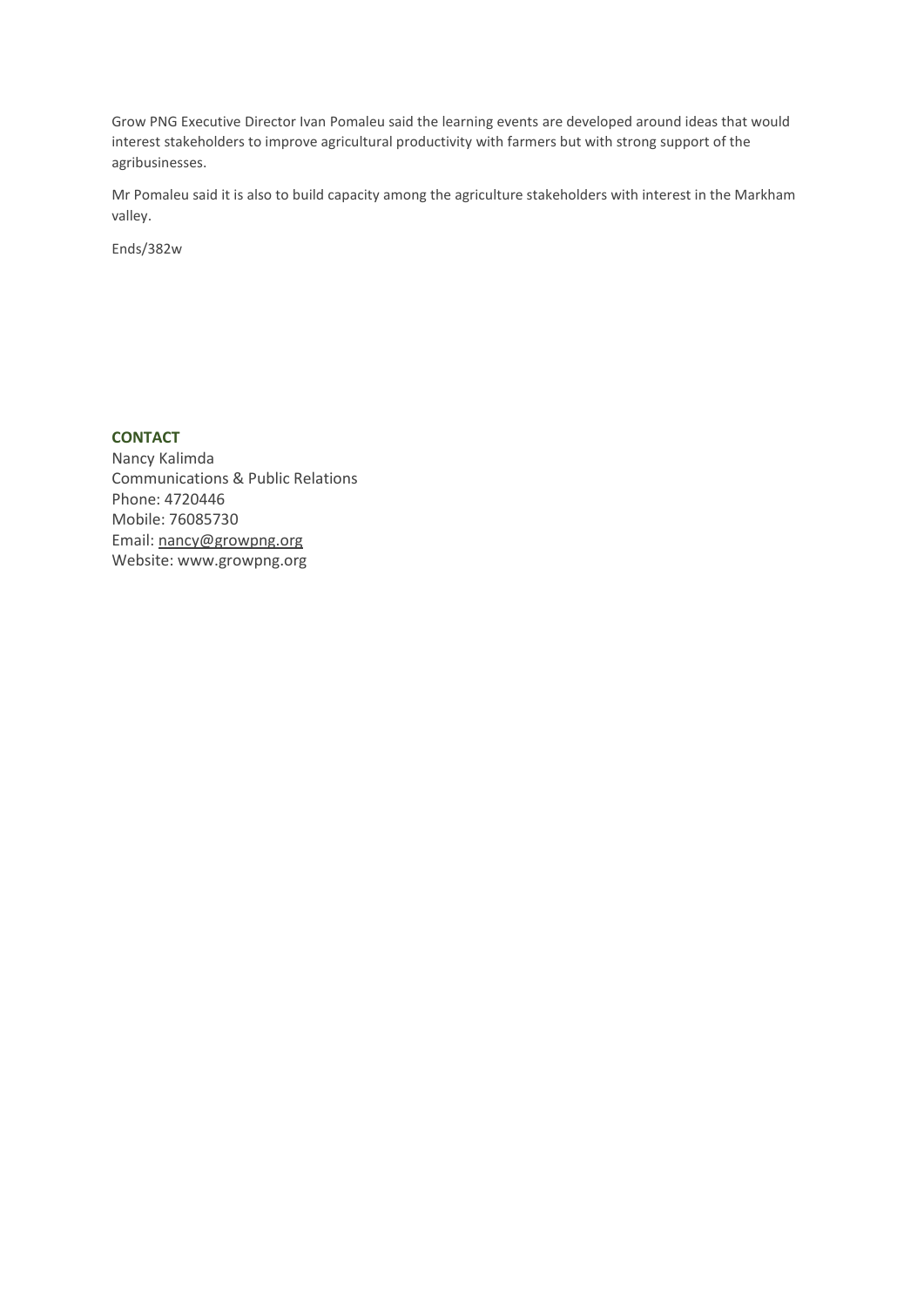Grow PNG Executive Director Ivan Pomaleu said the learning events are developed around ideas that would interest stakeholders to improve agricultural productivity with farmers but with strong support of the agribusinesses.

Mr Pomaleu said it is also to build capacity among the agriculture stakeholders with interest in the Markham valley.

Ends/382w

**CONTACT**

Nancy Kalimda
Communications & Public Relations
Phone: 4720446
Mobile: 76085730
Email: nancy@growpng.org
Website: www.growpng.org